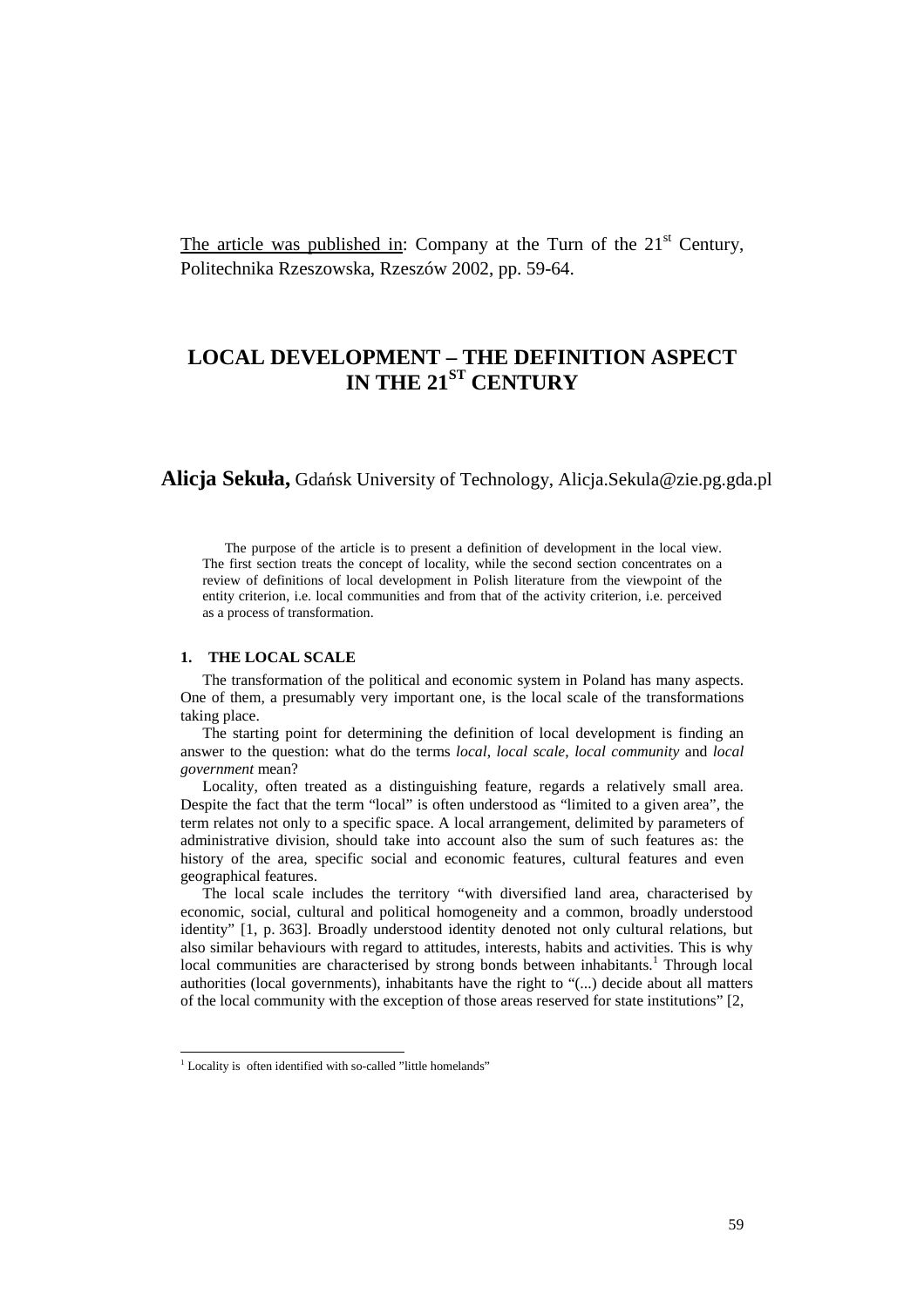The article was published in: Company at the Turn of the 21st Century, Politechnika Rzeszowska, Rzeszów 2002, pp. 59-64.

# LOCAL DEVELOPMENT – THE DEFINITION ASPECT IN THE 21ST CENTURY

**Alicja Sekuła,** Gdańsk University of Technology, Alicja.Sekula@zie.pg.gda.pl

The purpose of the article is to present a definition of development in the local view. The first section treats the concept of locality, while the second section concentrates on a review of definitions of local development in Polish literature from the viewpoint of the entity criterion, i.e. local communities and from that of the activity criterion, i.e. perceived as a process of transformation.

## 1. THE LOCAL SCALE

The transformation of the political and economic system in Poland has many aspects. One of them, a presumably very important one, is the local scale of the transformations taking place.

The starting point for determining the definition of local development is finding an answer to the question: what do the terms *local*, *local scale*, *local community* and *local government* mean?

Locality, often treated as a distinguishing feature, regards a relatively small area. Despite the fact that the term "local" is often understood as "limited to a given area", the term relates not only to a specific space. A local arrangement, delimited by parameters of administrative division, should take into account also the sum of such features as: the history of the area, specific social and economic features, cultural features and even geographical features.

The local scale includes the territory "with diversified land area, characterised by economic, social, cultural and political homogeneity and a common, broadly understood identity" [1, p. 363]. Broadly understood identity denoted not only cultural relations, but also similar behaviours with regard to attitudes, interests, habits and activities. This is why local communities are characterised by strong bonds between inhabitants.[1] Through local authorities (local governments), inhabitants have the right to "(...) decide about all matters of the local community with the exception of those areas reserved for state institutions" [2,

[1] Locality is often identified with so-called "little homelands"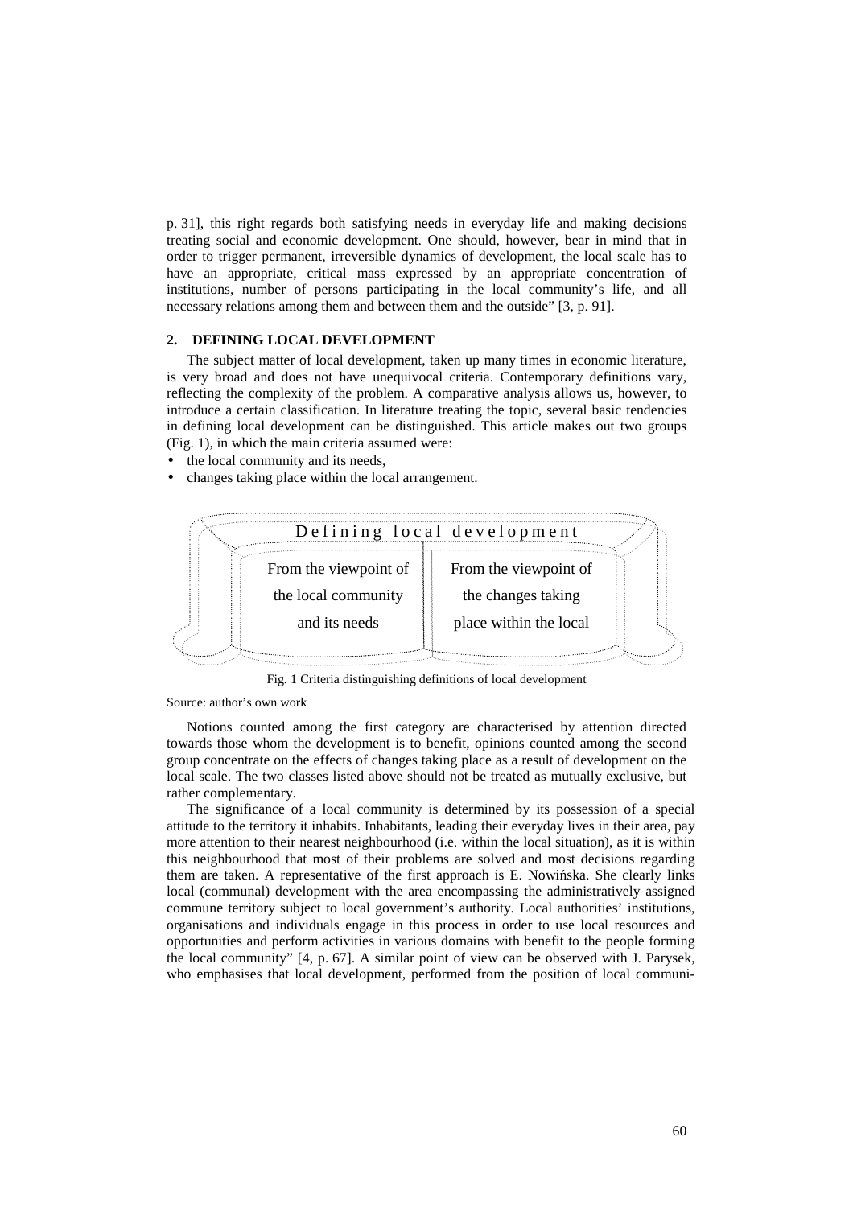p. 31], this right regards both satisfying needs in everyday life and making decisions treating social and economic development. One should, however, bear in mind that in order to trigger permanent, irreversible dynamics of development, the local scale has to have an appropriate, critical mass expressed by an appropriate concentration of institutions, number of persons participating in the local community's life, and all necessary relations among them and between them and the outside" [3, p. 91].

## 2. DEFINING LOCAL DEVELOPMENT

The subject matter of local development, taken up many times in economic literature, is very broad and does not have unequivocal criteria. Contemporary definitions vary, reflecting the complexity of the problem. A comparative analysis allows us, however, to introduce a certain classification. In literature treating the topic, several basic tendencies in defining local development can be distinguished. This article makes out two groups (Fig. 1), in which the main criteria assumed were:

- the local community and its needs,
- changes taking place within the local arrangement.

| Defining local development | |
|---|---|
| From the viewpoint of the local community and its needs | From the viewpoint of the changes taking place within the local |

Fig. 1 Criteria distinguishing definitions of local development

Source: author's own work

Notions counted among the first category are characterised by attention directed towards those whom the development is to benefit, opinions counted among the second group concentrate on the effects of changes taking place as a result of development on the local scale. The two classes listed above should not be treated as mutually exclusive, but rather complementary.

The significance of a local community is determined by its possession of a special attitude to the territory it inhabits. Inhabitants, leading their everyday lives in their area, pay more attention to their nearest neighbourhood (i.e. within the local situation), as it is within this neighbourhood that most of their problems are solved and most decisions regarding them are taken. A representative of the first approach is E. Nowińska. She clearly links local (communal) development with the area encompassing the administratively assigned commune territory subject to local government's authority. Local authorities' institutions, organisations and individuals engage in this process in order to use local resources and opportunities and perform activities in various domains with benefit to the people forming the local community" [4, p. 67]. A similar point of view can be observed with J. Parysek, who emphasises that local development, performed from the position of local communi-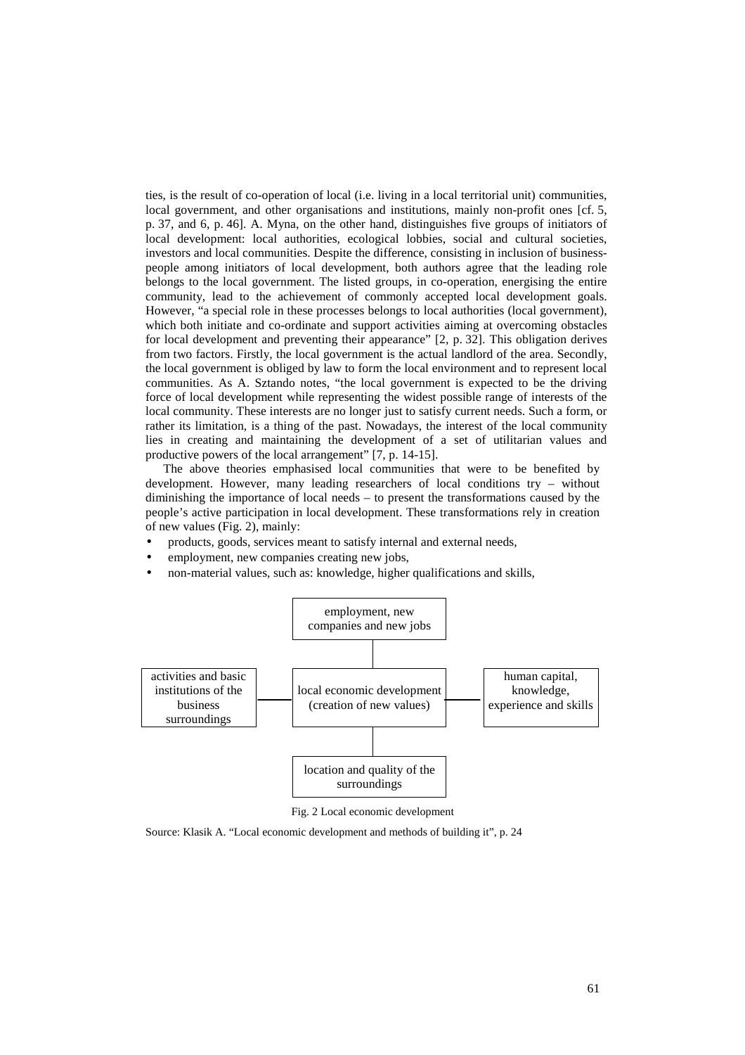ties, is the result of co-operation of local (i.e. living in a local territorial unit) communities, local government, and other organisations and institutions, mainly non-profit ones [cf. 5, p. 37, and 6, p. 46]. A. Myna, on the other hand, distinguishes five groups of initiators of local development: local authorities, ecological lobbies, social and cultural societies, investors and local communities. Despite the difference, consisting in inclusion of business-people among initiators of local development, both authors agree that the leading role belongs to the local government. The listed groups, in co-operation, energising the entire community, lead to the achievement of commonly accepted local development goals. However, "a special role in these processes belongs to local authorities (local government), which both initiate and co-ordinate and support activities aiming at overcoming obstacles for local development and preventing their appearance" [2, p. 32]. This obligation derives from two factors. Firstly, the local government is the actual landlord of the area. Secondly, the local government is obliged by law to form the local environment and to represent local communities. As A. Sztando notes, "the local government is expected to be the driving force of local development while representing the widest possible range of interests of the local community. These interests are no longer just to satisfy current needs. Such a form, or rather its limitation, is a thing of the past. Nowadays, the interest of the local community lies in creating and maintaining the development of a set of utilitarian values and productive powers of the local arrangement" [7, p. 14-15].

The above theories emphasised local communities that were to be benefited by development. However, many leading researchers of local conditions try – without diminishing the importance of local needs – to present the transformations caused by the people's active participation in local development. These transformations rely in creation of new values (Fig. 2), mainly:

- products, goods, services meant to satisfy internal and external needs,
- employment, new companies creating new jobs,
- non-material values, such as: knowledge, higher qualifications and skills,

employment, new companies and new jobs

activities and basic institutions of the business surroundings

local economic development (creation of new values)

human capital, knowledge, experience and skills

location and quality of the surroundings

Fig. 2 Local economic development

Source: Klasik A. "Local economic development and methods of building it", p. 24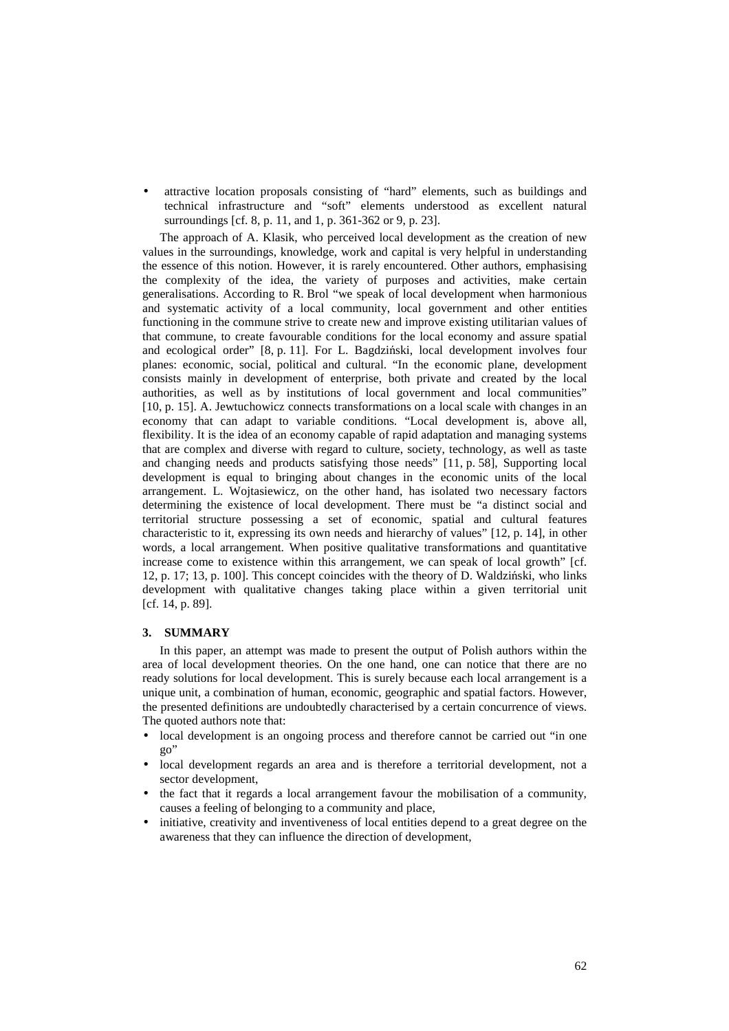- attractive location proposals consisting of "hard" elements, such as buildings and technical infrastructure and "soft" elements understood as excellent natural surroundings [cf. 8, p. 11, and 1, p. 361-362 or 9, p. 23].

The approach of A. Klasik, who perceived local development as the creation of new values in the surroundings, knowledge, work and capital is very helpful in understanding the essence of this notion. However, it is rarely encountered. Other authors, emphasising the complexity of the idea, the variety of purposes and activities, make certain generalisations. According to R. Brol "we speak of local development when harmonious and systematic activity of a local community, local government and other entities functioning in the commune strive to create new and improve existing utilitarian values of that commune, to create favourable conditions for the local economy and assure spatial and ecological order" [8, p. 11]. For L. Bagdziński, local development involves four planes: economic, social, political and cultural. "In the economic plane, development consists mainly in development of enterprise, both private and created by the local authorities, as well as by institutions of local government and local communities" [10, p. 15]. A. Jewtuchowicz connects transformations on a local scale with changes in an economy that can adapt to variable conditions. "Local development is, above all, flexibility. It is the idea of an economy capable of rapid adaptation and managing systems that are complex and diverse with regard to culture, society, technology, as well as taste and changing needs and products satisfying those needs" [11, p. 58], Supporting local development is equal to bringing about changes in the economic units of the local arrangement. L. Wojtasiewicz, on the other hand, has isolated two necessary factors determining the existence of local development. There must be "a distinct social and territorial structure possessing a set of economic, spatial and cultural features characteristic to it, expressing its own needs and hierarchy of values" [12, p. 14], in other words, a local arrangement. When positive qualitative transformations and quantitative increase come to existence within this arrangement, we can speak of local growth" [cf. 12, p. 17; 13, p. 100]. This concept coincides with the theory of D. Waldziński, who links development with qualitative changes taking place within a given territorial unit [cf. 14, p. 89].

## 3. SUMMARY

In this paper, an attempt was made to present the output of Polish authors within the area of local development theories. On the one hand, one can notice that there are no ready solutions for local development. This is surely because each local arrangement is a unique unit, a combination of human, economic, geographic and spatial factors. However, the presented definitions are undoubtedly characterised by a certain concurrence of views. The quoted authors note that:

- local development is an ongoing process and therefore cannot be carried out "in one go"
- local development regards an area and is therefore a territorial development, not a sector development,
- the fact that it regards a local arrangement favour the mobilisation of a community, causes a feeling of belonging to a community and place,
- initiative, creativity and inventiveness of local entities depend to a great degree on the awareness that they can influence the direction of development,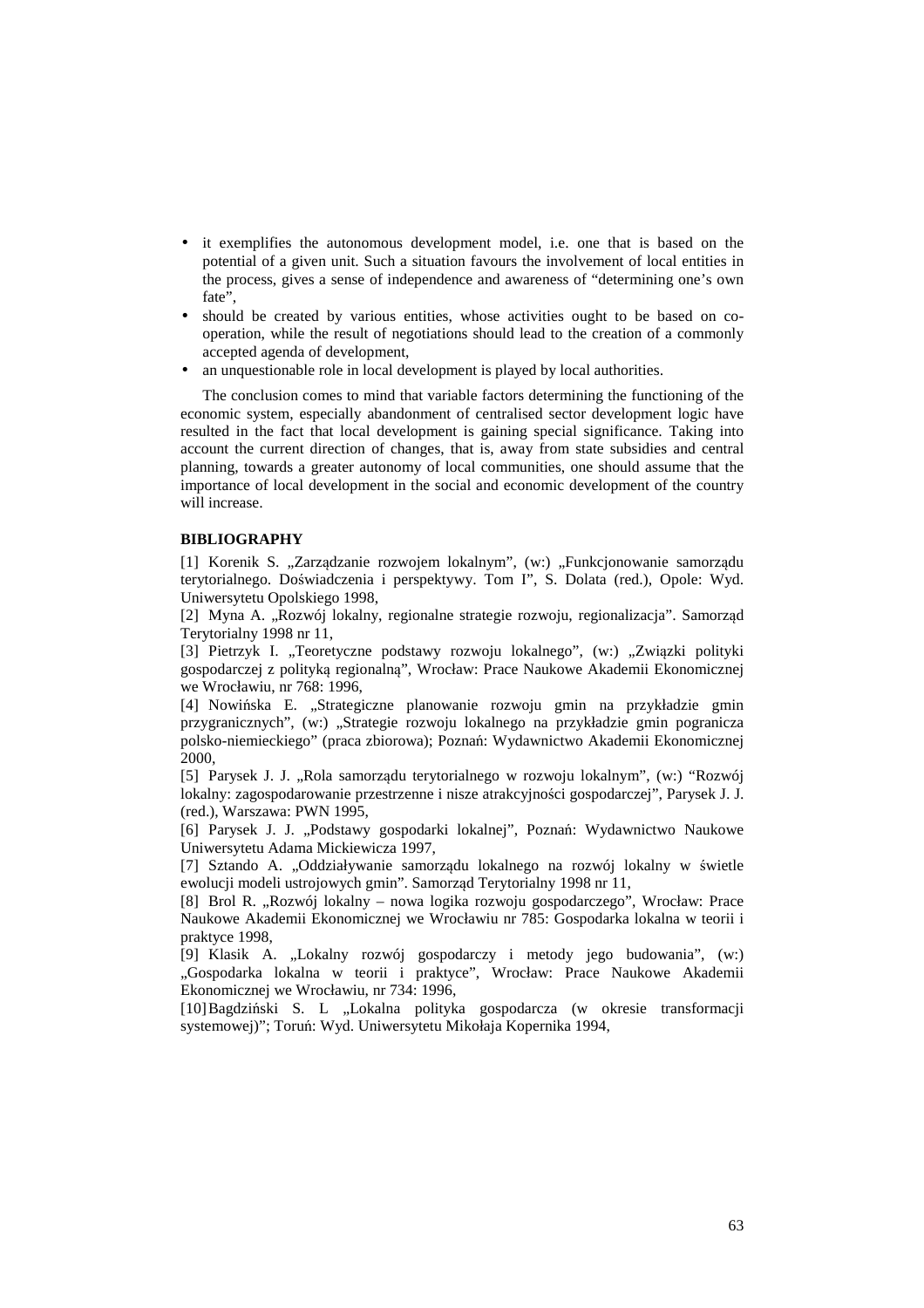- it exemplifies the autonomous development model, i.e. one that is based on the potential of a given unit. Such a situation favours the involvement of local entities in the process, gives a sense of independence and awareness of "determining one's own fate",
- should be created by various entities, whose activities ought to be based on co-operation, while the result of negotiations should lead to the creation of a commonly accepted agenda of development,
- an unquestionable role in local development is played by local authorities.

The conclusion comes to mind that variable factors determining the functioning of the economic system, especially abandonment of centralised sector development logic have resulted in the fact that local development is gaining special significance. Taking into account the current direction of changes, that is, away from state subsidies and central planning, towards a greater autonomy of local communities, one should assume that the importance of local development in the social and economic development of the country will increase.

**BIBLIOGRAPHY**

[1] Korenik S. „Zarządzanie rozwojem lokalnym", (w:) „Funkcjonowanie samorządu terytorialnego. Doświadczenia i perspektywy. Tom I", S. Dolata (red.), Opole: Wyd. Uniwersytetu Opolskiego 1998,

[2] Myna A. „Rozwój lokalny, regionalne strategie rozwoju, regionalizacja". Samorząd Terytorialny 1998 nr 11,

[3] Pietrzyk I. „Teoretyczne podstawy rozwoju lokalnego", (w:) „Związki polityki gospodarczej z polityką regionalną", Wrocław: Prace Naukowe Akademii Ekonomicznej we Wrocławiu, nr 768: 1996,

[4] Nowińska E. „Strategiczne planowanie rozwoju gmin na przykładzie gmin przygranicznych", (w:) „Strategie rozwoju lokalnego na przykładzie gmin pogranicza polsko-niemieckiego" (praca zbiorowa); Poznań: Wydawnictwo Akademii Ekonomicznej 2000,

[5] Parysek J. J. „Rola samorządu terytorialnego w rozwoju lokalnym", (w:) "Rozwój lokalny: zagospodarowanie przestrzenne i nisze atrakcyjności gospodarczej", Parysek J. J. (red.), Warszawa: PWN 1995,

[6] Parysek J. J. „Podstawy gospodarki lokalnej", Poznań: Wydawnictwo Naukowe Uniwersytetu Adama Mickiewicza 1997,

[7] Sztando A. „Oddziaływanie samorządu lokalnego na rozwój lokalny w świetle ewolucji modeli ustrojowych gmin". Samorząd Terytorialny 1998 nr 11,

[8] Brol R. „Rozwój lokalny – nowa logika rozwoju gospodarczego", Wrocław: Prace Naukowe Akademii Ekonomicznej we Wrocławiu nr 785: Gospodarka lokalna w teorii i praktyce 1998,

[9] Klasik A. „Lokalny rozwój gospodarczy i metody jego budowania", (w:) „Gospodarka lokalna w teorii i praktyce", Wrocław: Prace Naukowe Akademii Ekonomicznej we Wrocławiu, nr 734: 1996,

[10] Bagdziński S. L „Lokalna polityka gospodarcza (w okresie transformacji systemowej)"; Toruń: Wyd. Uniwersytetu Mikołaja Kopernika 1994,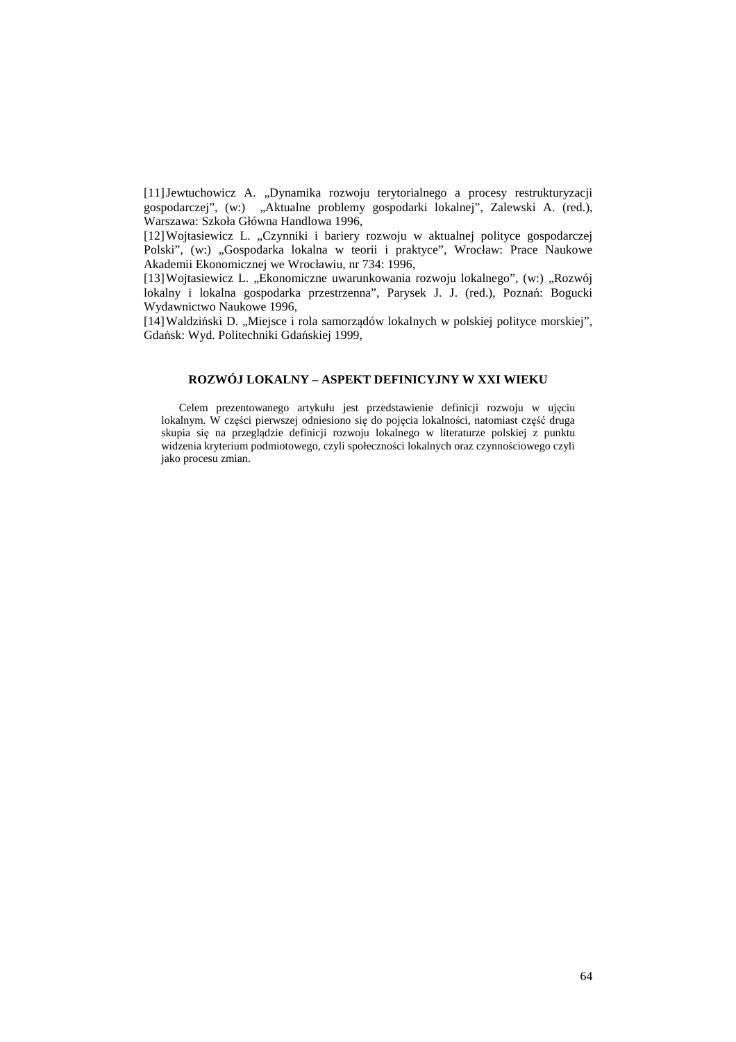[11] Jewtuchowicz A. „Dynamika rozwoju terytorialnego a procesy restrukturyzacji gospodarczej", (w:) „Aktualne problemy gospodarki lokalnej", Zalewski A. (red.), Warszawa: Szkoła Główna Handlowa 1996,

[12] Wojtasiewicz L. „Czynniki i bariery rozwoju w aktualnej polityce gospodarczej Polski", (w:) „Gospodarka lokalna w teorii i praktyce", Wrocław: Prace Naukowe Akademii Ekonomicznej we Wrocławiu, nr 734: 1996,

[13] Wojtasiewicz L. „Ekonomiczne uwarunkowania rozwoju lokalnego", (w:) „Rozwój lokalny i lokalna gospodarka przestrzenna", Parysek J. J. (red.), Poznań: Bogucki Wydawnictwo Naukowe 1996,

[14] Waldziński D. „Miejsce i rola samorządów lokalnych w polskiej polityce morskiej", Gdańsk: Wyd. Politechniki Gdańskiej 1999,

## ROZWÓJ LOKALNY – ASPEKT DEFINICYJNY W XXI WIEKU

Celem prezentowanego artykułu jest przedstawienie definicji rozwoju w ujęciu lokalnym. W części pierwszej odniesiono się do pojęcia lokalności, natomiast część druga skupia się na przeglądzie definicji rozwoju lokalnego w literaturze polskiej z punktu widzenia kryterium podmiotowego, czyli społeczności lokalnych oraz czynnościowego czyli jako procesu zmian.